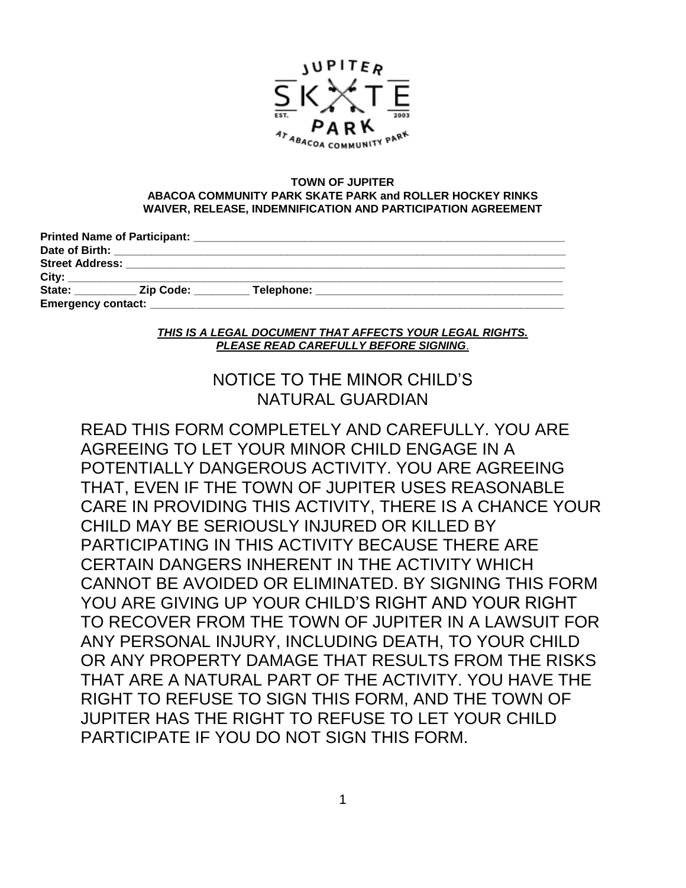**TOWN OF JUPITER**
**ABACOA COMMUNITY PARK SKATE PARK and ROLLER HOCKEY RINKS**
**WAIVER, RELEASE, INDEMNIFICATION AND PARTICIPATION AGREEMENT**

**Printed Name of Participant:** ______________________________________________
**Date of Birth:** ______________________________________________
**Street Address:** ______________________________________________
**City:** ______________________________________________
**State:** __________ **Zip Code:** _________ **Telephone:** ______________________________
**Emergency contact:** ______________________________________________

***THIS IS A LEGAL DOCUMENT THAT AFFECTS YOUR LEGAL RIGHTS. PLEASE READ CAREFULLY BEFORE SIGNING.***

## NOTICE TO THE MINOR CHILD'S NATURAL GUARDIAN

READ THIS FORM COMPLETELY AND CAREFULLY. YOU ARE AGREEING TO LET YOUR MINOR CHILD ENGAGE IN A POTENTIALLY DANGEROUS ACTIVITY. YOU ARE AGREEING THAT, EVEN IF THE TOWN OF JUPITER USES REASONABLE CARE IN PROVIDING THIS ACTIVITY, THERE IS A CHANCE YOUR CHILD MAY BE SERIOUSLY INJURED OR KILLED BY PARTICIPATING IN THIS ACTIVITY BECAUSE THERE ARE CERTAIN DANGERS INHERENT IN THE ACTIVITY WHICH CANNOT BE AVOIDED OR ELIMINATED. BY SIGNING THIS FORM YOU ARE GIVING UP YOUR CHILD'S RIGHT AND YOUR RIGHT TO RECOVER FROM THE TOWN OF JUPITER IN A LAWSUIT FOR ANY PERSONAL INJURY, INCLUDING DEATH, TO YOUR CHILD OR ANY PROPERTY DAMAGE THAT RESULTS FROM THE RISKS THAT ARE A NATURAL PART OF THE ACTIVITY. YOU HAVE THE RIGHT TO REFUSE TO SIGN THIS FORM, AND THE TOWN OF JUPITER HAS THE RIGHT TO REFUSE TO LET YOUR CHILD PARTICIPATE IF YOU DO NOT SIGN THIS FORM.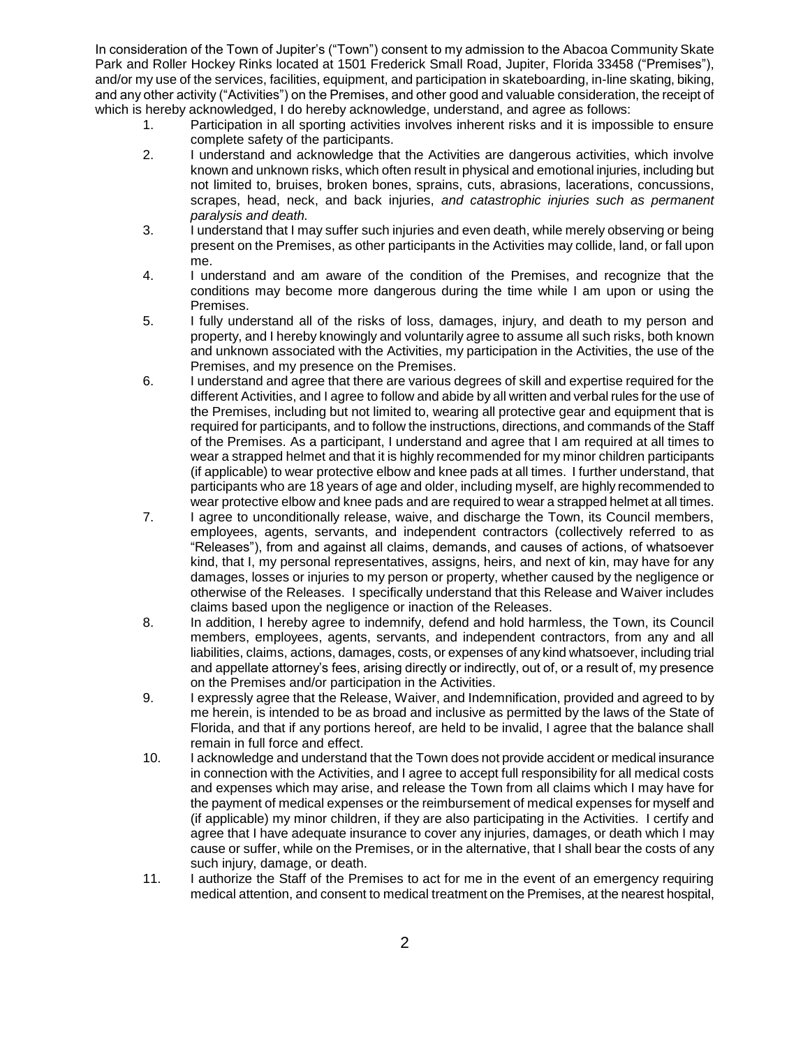In consideration of the Town of Jupiter's ("Town") consent to my admission to the Abacoa Community Skate Park and Roller Hockey Rinks located at 1501 Frederick Small Road, Jupiter, Florida 33458 ("Premises"), and/or my use of the services, facilities, equipment, and participation in skateboarding, in-line skating, biking, and any other activity ("Activities") on the Premises, and other good and valuable consideration, the receipt of which is hereby acknowledged, I do hereby acknowledge, understand, and agree as follows:

1. Participation in all sporting activities involves inherent risks and it is impossible to ensure complete safety of the participants.
2. I understand and acknowledge that the Activities are dangerous activities, which involve known and unknown risks, which often result in physical and emotional injuries, including but not limited to, bruises, broken bones, sprains, cuts, abrasions, lacerations, concussions, scrapes, head, neck, and back injuries, *and catastrophic injuries such as permanent paralysis and death.*
3. I understand that I may suffer such injuries and even death, while merely observing or being present on the Premises, as other participants in the Activities may collide, land, or fall upon me.
4. I understand and am aware of the condition of the Premises, and recognize that the conditions may become more dangerous during the time while I am upon or using the Premises.
5. I fully understand all of the risks of loss, damages, injury, and death to my person and property, and I hereby knowingly and voluntarily agree to assume all such risks, both known and unknown associated with the Activities, my participation in the Activities, the use of the Premises, and my presence on the Premises.
6. I understand and agree that there are various degrees of skill and expertise required for the different Activities, and I agree to follow and abide by all written and verbal rules for the use of the Premises, including but not limited to, wearing all protective gear and equipment that is required for participants, and to follow the instructions, directions, and commands of the Staff of the Premises. As a participant, I understand and agree that I am required at all times to wear a strapped helmet and that it is highly recommended for my minor children participants (if applicable) to wear protective elbow and knee pads at all times. I further understand, that participants who are 18 years of age and older, including myself, are highly recommended to wear protective elbow and knee pads and are required to wear a strapped helmet at all times.
7. I agree to unconditionally release, waive, and discharge the Town, its Council members, employees, agents, servants, and independent contractors (collectively referred to as "Releases"), from and against all claims, demands, and causes of actions, of whatsoever kind, that I, my personal representatives, assigns, heirs, and next of kin, may have for any damages, losses or injuries to my person or property, whether caused by the negligence or otherwise of the Releases. I specifically understand that this Release and Waiver includes claims based upon the negligence or inaction of the Releases.
8. In addition, I hereby agree to indemnify, defend and hold harmless, the Town, its Council members, employees, agents, servants, and independent contractors, from any and all liabilities, claims, actions, damages, costs, or expenses of any kind whatsoever, including trial and appellate attorney's fees, arising directly or indirectly, out of, or a result of, my presence on the Premises and/or participation in the Activities.
9. I expressly agree that the Release, Waiver, and Indemnification, provided and agreed to by me herein, is intended to be as broad and inclusive as permitted by the laws of the State of Florida, and that if any portions hereof, are held to be invalid, I agree that the balance shall remain in full force and effect.
10. I acknowledge and understand that the Town does not provide accident or medical insurance in connection with the Activities, and I agree to accept full responsibility for all medical costs and expenses which may arise, and release the Town from all claims which I may have for the payment of medical expenses or the reimbursement of medical expenses for myself and (if applicable) my minor children, if they are also participating in the Activities. I certify and agree that I have adequate insurance to cover any injuries, damages, or death which I may cause or suffer, while on the Premises, or in the alternative, that I shall bear the costs of any such injury, damage, or death.
11. I authorize the Staff of the Premises to act for me in the event of an emergency requiring medical attention, and consent to medical treatment on the Premises, at the nearest hospital,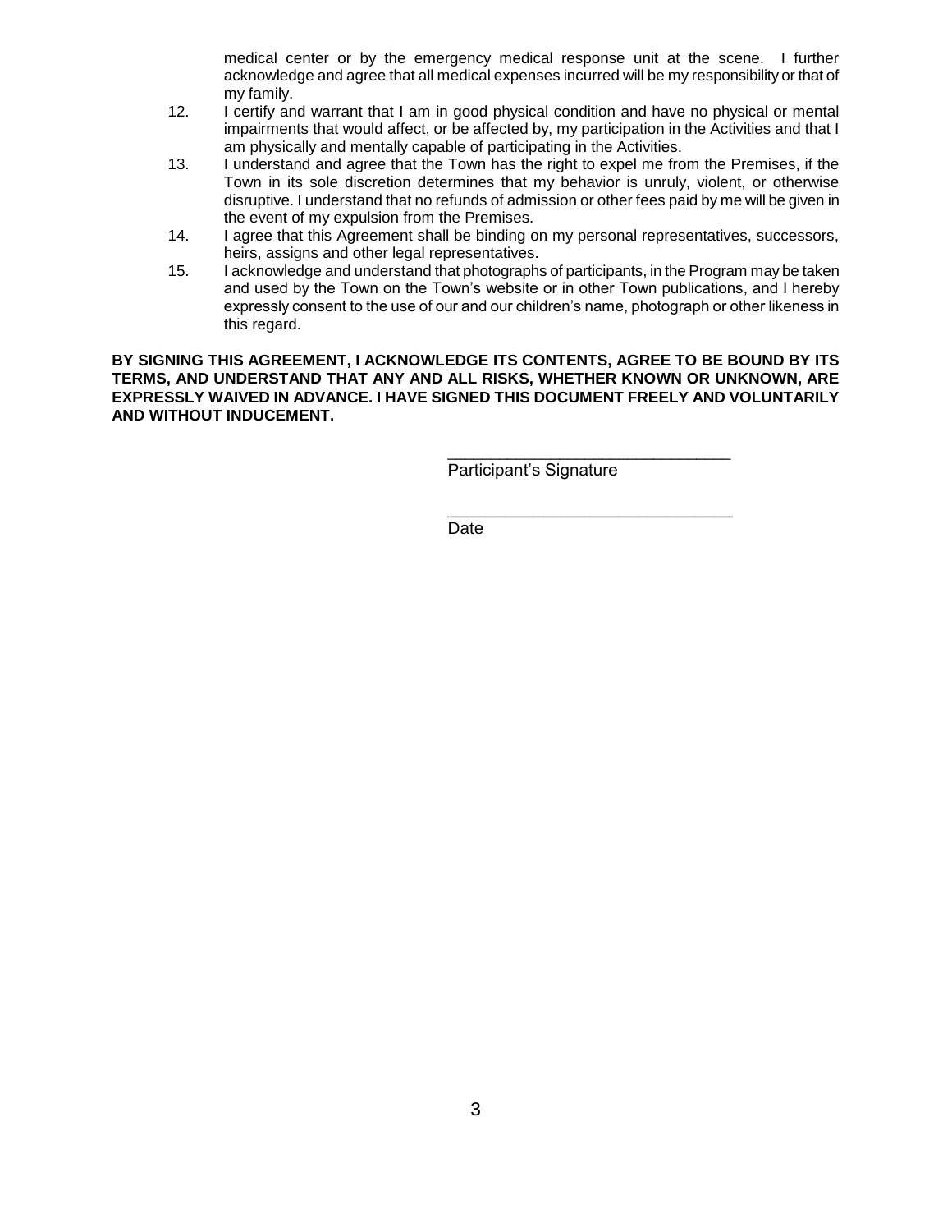medical center or by the emergency medical response unit at the scene. I further acknowledge and agree that all medical expenses incurred will be my responsibility or that of my family.

12. I certify and warrant that I am in good physical condition and have no physical or mental impairments that would affect, or be affected by, my participation in the Activities and that I am physically and mentally capable of participating in the Activities.
13. I understand and agree that the Town has the right to expel me from the Premises, if the Town in its sole discretion determines that my behavior is unruly, violent, or otherwise disruptive. I understand that no refunds of admission or other fees paid by me will be given in the event of my expulsion from the Premises.
14. I agree that this Agreement shall be binding on my personal representatives, successors, heirs, assigns and other legal representatives.
15. I acknowledge and understand that photographs of participants, in the Program may be taken and used by the Town on the Town's website or in other Town publications, and I hereby expressly consent to the use of our and our children's name, photograph or other likeness in this regard.

**BY SIGNING THIS AGREEMENT, I ACKNOWLEDGE ITS CONTENTS, AGREE TO BE BOUND BY ITS TERMS, AND UNDERSTAND THAT ANY AND ALL RISKS, WHETHER KNOWN OR UNKNOWN, ARE EXPRESSLY WAIVED IN ADVANCE. I HAVE SIGNED THIS DOCUMENT FREELY AND VOLUNTARILY AND WITHOUT INDUCEMENT.**

\_\_\_\_\_\_\_\_\_\_\_\_\_\_\_\_\_\_\_\_\_\_\_\_\_\_\_\_\_\_
Participant's Signature

\_\_\_\_\_\_\_\_\_\_\_\_\_\_\_\_\_\_\_\_\_\_\_\_\_\_\_\_\_\_
Date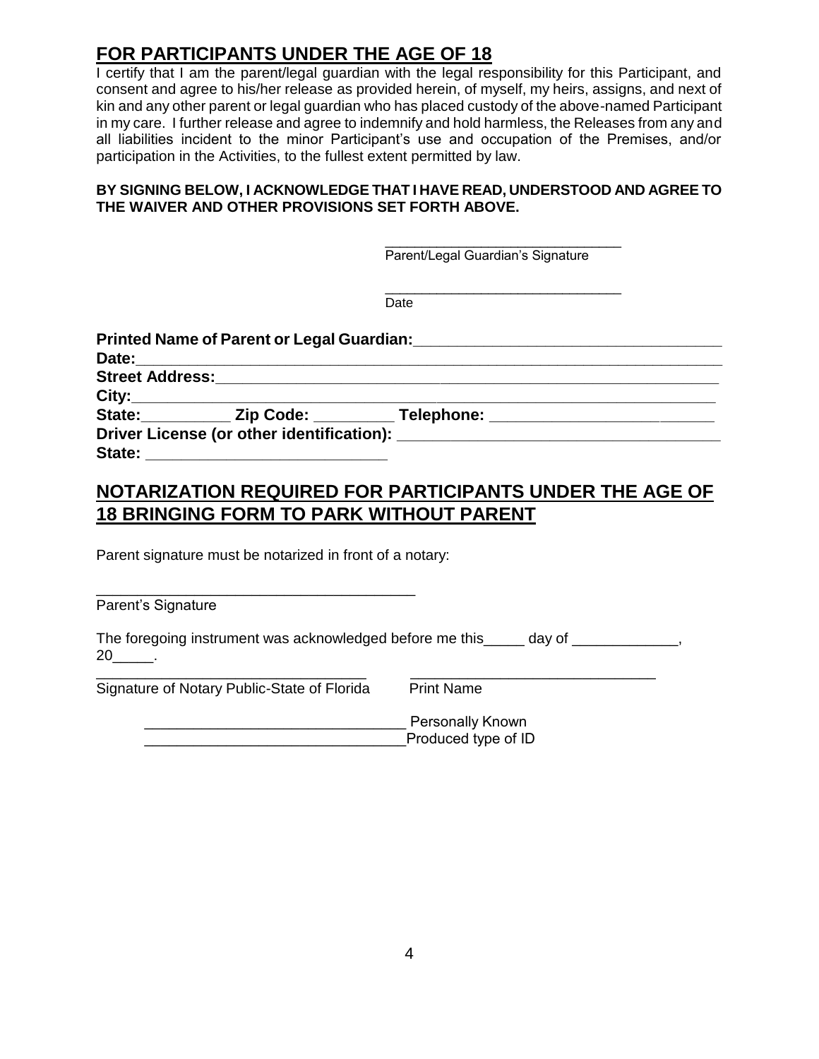## FOR PARTICIPANTS UNDER THE AGE OF 18

I certify that I am the parent/legal guardian with the legal responsibility for this Participant, and consent and agree to his/her release as provided herein, of myself, my heirs, assigns, and next of kin and any other parent or legal guardian who has placed custody of the above-named Participant in my care. I further release and agree to indemnify and hold harmless, the Releases from any and all liabilities incident to the minor Participant's use and occupation of the Premises, and/or participation in the Activities, to the fullest extent permitted by law.

**BY SIGNING BELOW, I ACKNOWLEDGE THAT I HAVE READ, UNDERSTOOD AND AGREE TO THE WAIVER AND OTHER PROVISIONS SET FORTH ABOVE.**

______________________________
Parent/Legal Guardian's Signature

______________________________
Date

**Printed Name of Parent or Legal Guardian:**___________________________________
**Date:**_______________________________________________________________
**Street Address:**_______________________________________________________
**City:**________________________________________________________________
**State:**__________ **Zip Code:** _________ **Telephone:** ________________________
**Driver License (or other identification):** ___________________________________
**State:** ___________________________

## NOTARIZATION REQUIRED FOR PARTICIPANTS UNDER THE AGE OF 18 BRINGING FORM TO PARK WITHOUT PARENT

Parent signature must be notarized in front of a notary:

_____________________________________
Parent's Signature

The foregoing instrument was acknowledged before me this_____ day of _____________, 20_____.

________________________________ ______________________________
Signature of Notary Public-State of Florida Print Name

_______________________________ Personally Known
_______________________________Produced type of ID